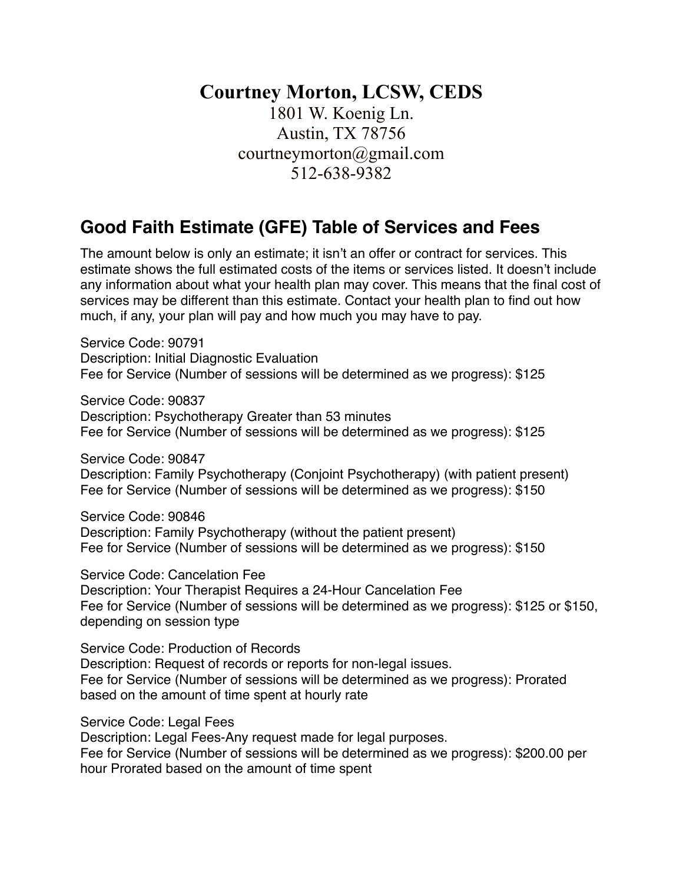# Courtney Morton, LCSW, CEDS

1801 W. Koenig Ln.
Austin, TX 78756
courtneymorton@gmail.com
512-638-9382

## Good Faith Estimate (GFE) Table of Services and Fees

The amount below is only an estimate; it isn't an offer or contract for services. This estimate shows the full estimated costs of the items or services listed. It doesn't include any information about what your health plan may cover. This means that the final cost of services may be different than this estimate. Contact your health plan to find out how much, if any, your plan will pay and how much you may have to pay.

Service Code: 90791
Description: Initial Diagnostic Evaluation
Fee for Service (Number of sessions will be determined as we progress): $125

Service Code: 90837
Description: Psychotherapy Greater than 53 minutes
Fee for Service (Number of sessions will be determined as we progress): $125

Service Code: 90847
Description: Family Psychotherapy (Conjoint Psychotherapy) (with patient present)
Fee for Service (Number of sessions will be determined as we progress): $150

Service Code: 90846
Description: Family Psychotherapy (without the patient present)
Fee for Service (Number of sessions will be determined as we progress): $150

Service Code: Cancelation Fee
Description: Your Therapist Requires a 24-Hour Cancelation Fee
Fee for Service (Number of sessions will be determined as we progress): $125 or $150, depending on session type

Service Code: Production of Records
Description: Request of records or reports for non-legal issues.
Fee for Service (Number of sessions will be determined as we progress): Prorated based on the amount of time spent at hourly rate

Service Code: Legal Fees
Description: Legal Fees-Any request made for legal purposes.
Fee for Service (Number of sessions will be determined as we progress): $200.00 per hour Prorated based on the amount of time spent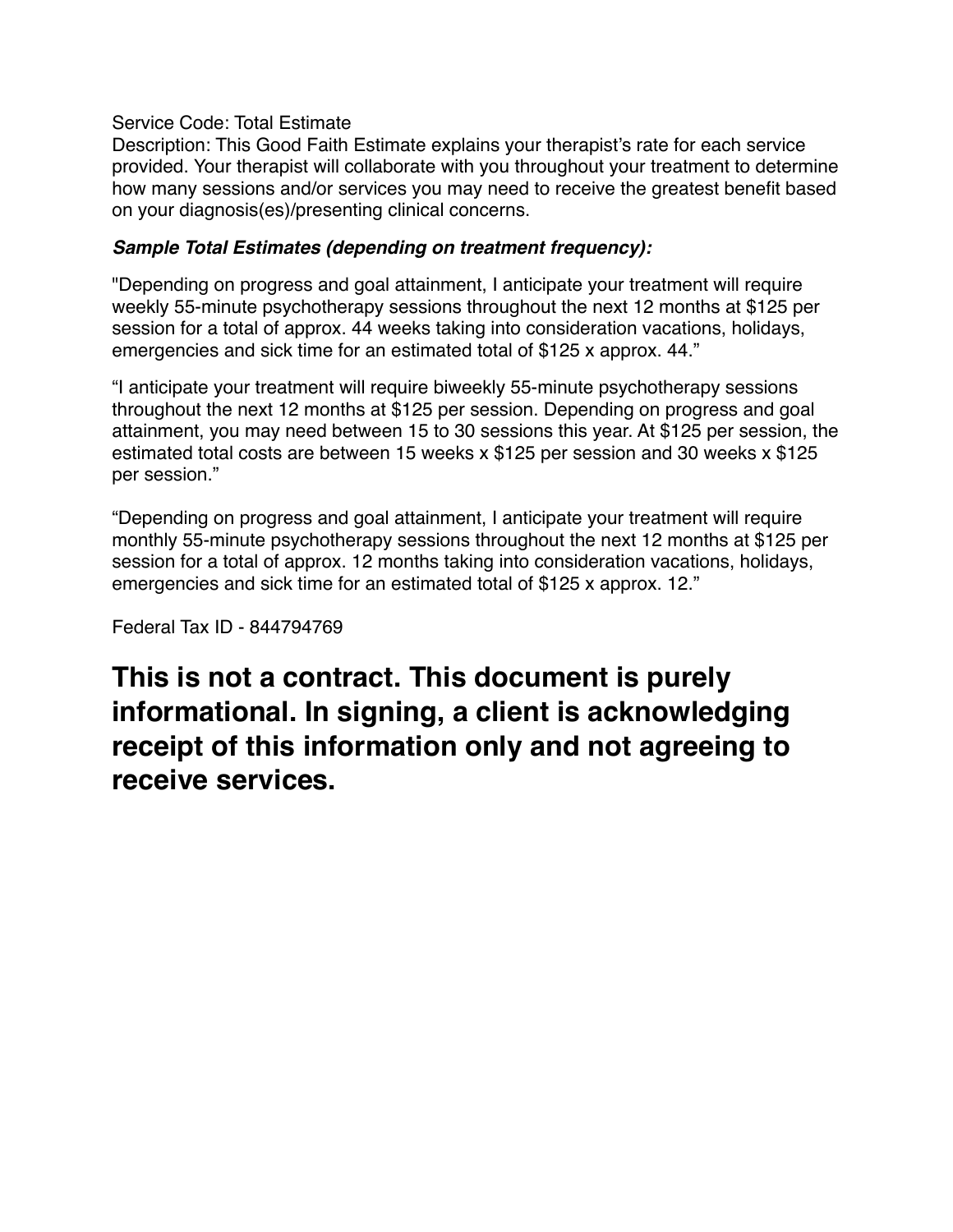Service Code: Total Estimate
Description: This Good Faith Estimate explains your therapist's rate for each service provided. Your therapist will collaborate with you throughout your treatment to determine how many sessions and/or services you may need to receive the greatest benefit based on your diagnosis(es)/presenting clinical concerns.

***Sample Total Estimates (depending on treatment frequency):***

"Depending on progress and goal attainment, I anticipate your treatment will require weekly 55-minute psychotherapy sessions throughout the next 12 months at $125 per session for a total of approx. 44 weeks taking into consideration vacations, holidays, emergencies and sick time for an estimated total of $125 x approx. 44."

"I anticipate your treatment will require biweekly 55-minute psychotherapy sessions throughout the next 12 months at $125 per session. Depending on progress and goal attainment, you may need between 15 to 30 sessions this year. At $125 per session, the estimated total costs are between 15 weeks x $125 per session and 30 weeks x $125 per session."

"Depending on progress and goal attainment, I anticipate your treatment will require monthly 55-minute psychotherapy sessions throughout the next 12 months at $125 per session for a total of approx. 12 months taking into consideration vacations, holidays, emergencies and sick time for an estimated total of $125 x approx. 12."

Federal Tax ID - 844794769

## This is not a contract. This document is purely informational. In signing, a client is acknowledging receipt of this information only and not agreeing to receive services.